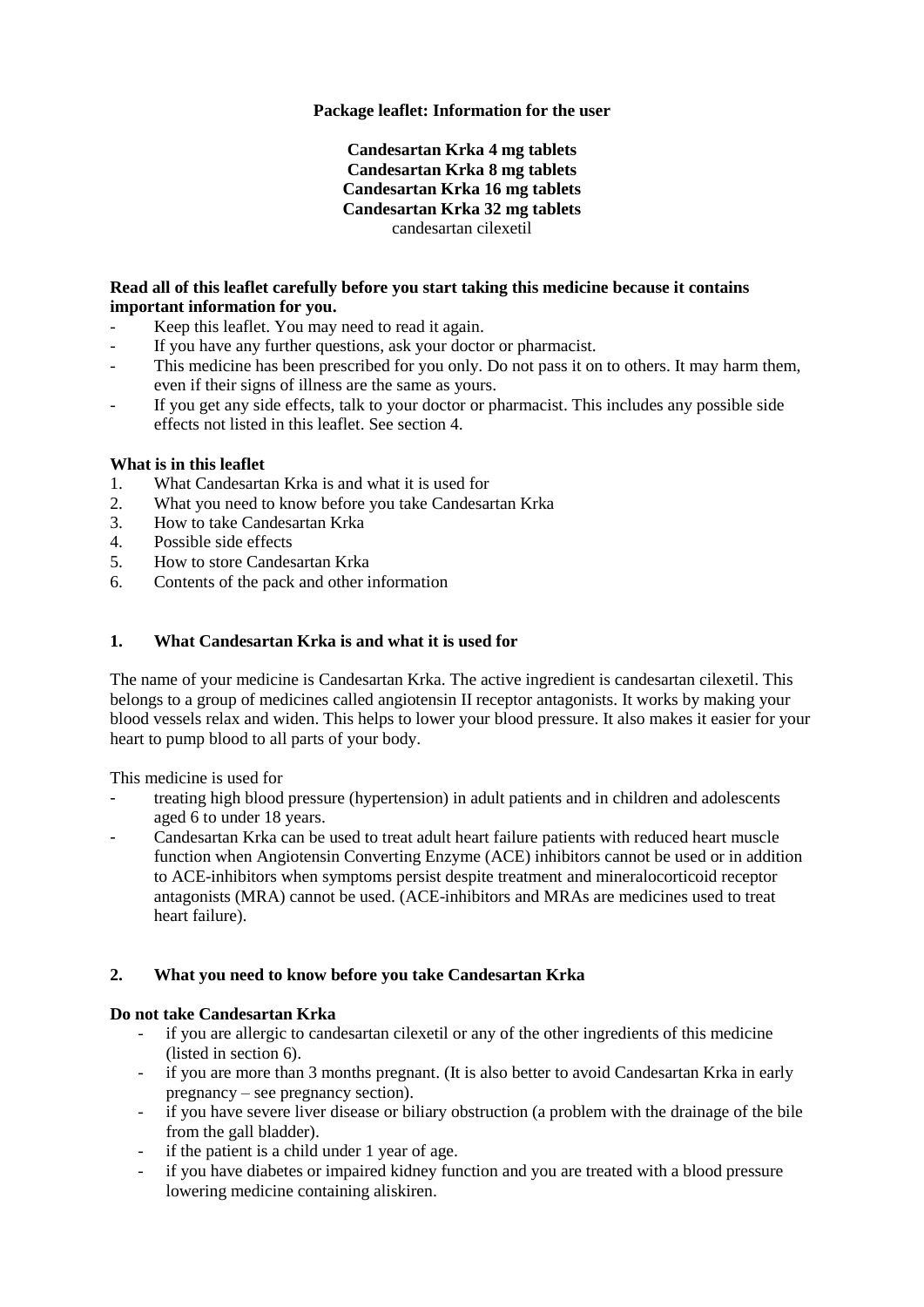**Package leaflet: Information for the user**

**Candesartan Krka 4 mg tablets**
**Candesartan Krka 8 mg tablets**
**Candesartan Krka 16 mg tablets**
**Candesartan Krka 32 mg tablets**
candesartan cilexetil

**Read all of this leaflet carefully before you start taking this medicine because it contains important information for you.**

- Keep this leaflet. You may need to read it again.
- If you have any further questions, ask your doctor or pharmacist.
- This medicine has been prescribed for you only. Do not pass it on to others. It may harm them, even if their signs of illness are the same as yours.
- If you get any side effects, talk to your doctor or pharmacist. This includes any possible side effects not listed in this leaflet. See section 4.

**What is in this leaflet**

1. What Candesartan Krka is and what it is used for
2. What you need to know before you take Candesartan Krka
3. How to take Candesartan Krka
4. Possible side effects
5. How to store Candesartan Krka
6. Contents of the pack and other information

## 1. What Candesartan Krka is and what it is used for

The name of your medicine is Candesartan Krka. The active ingredient is candesartan cilexetil. This belongs to a group of medicines called angiotensin II receptor antagonists. It works by making your blood vessels relax and widen. This helps to lower your blood pressure. It also makes it easier for your heart to pump blood to all parts of your body.

This medicine is used for

- treating high blood pressure (hypertension) in adult patients and in children and adolescents aged 6 to under 18 years.
- Candesartan Krka can be used to treat adult heart failure patients with reduced heart muscle function when Angiotensin Converting Enzyme (ACE) inhibitors cannot be used or in addition to ACE-inhibitors when symptoms persist despite treatment and mineralocorticoid receptor antagonists (MRA) cannot be used. (ACE-inhibitors and MRAs are medicines used to treat heart failure).

## 2. What you need to know before you take Candesartan Krka

**Do not take Candesartan Krka**

- if you are allergic to candesartan cilexetil or any of the other ingredients of this medicine (listed in section 6).
- if you are more than 3 months pregnant. (It is also better to avoid Candesartan Krka in early pregnancy – see pregnancy section).
- if you have severe liver disease or biliary obstruction (a problem with the drainage of the bile from the gall bladder).
- if the patient is a child under 1 year of age.
- if you have diabetes or impaired kidney function and you are treated with a blood pressure lowering medicine containing aliskiren.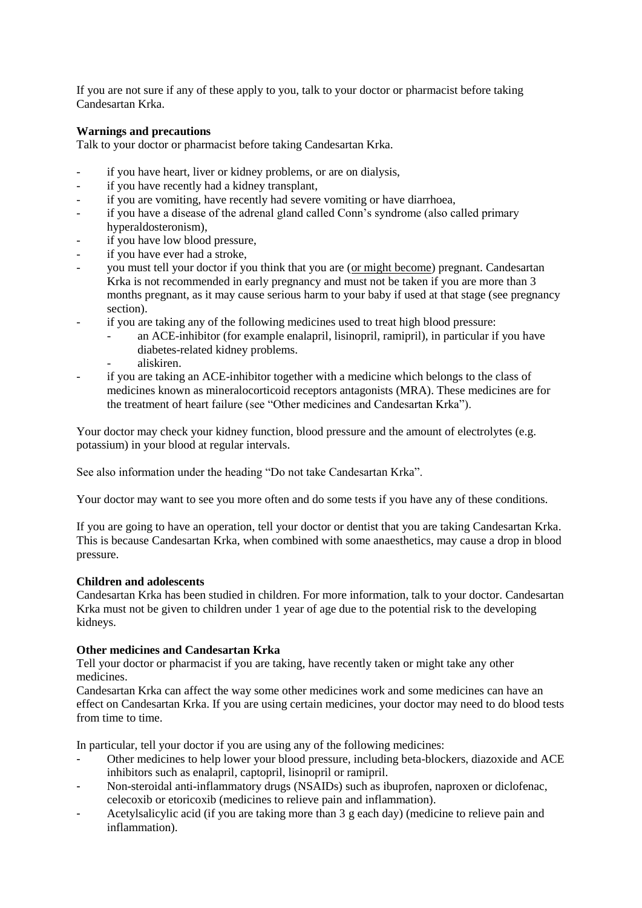If you are not sure if any of these apply to you, talk to your doctor or pharmacist before taking Candesartan Krka.

**Warnings and precautions**

Talk to your doctor or pharmacist before taking Candesartan Krka.

- if you have heart, liver or kidney problems, or are on dialysis,
- if you have recently had a kidney transplant,
- if you are vomiting, have recently had severe vomiting or have diarrhoea,
- if you have a disease of the adrenal gland called Conn's syndrome (also called primary hyperaldosteronism),
- if you have low blood pressure,
- if you have ever had a stroke,
- you must tell your doctor if you think that you are (<u>or might become</u>) pregnant. Candesartan Krka is not recommended in early pregnancy and must not be taken if you are more than 3 months pregnant, as it may cause serious harm to your baby if used at that stage (see pregnancy section).
- if you are taking any of the following medicines used to treat high blood pressure:
    - an ACE-inhibitor (for example enalapril, lisinopril, ramipril), in particular if you have diabetes-related kidney problems.
    - aliskiren.
- if you are taking an ACE-inhibitor together with a medicine which belongs to the class of medicines known as mineralocorticoid receptors antagonists (MRA). These medicines are for the treatment of heart failure (see "Other medicines and Candesartan Krka").

Your doctor may check your kidney function, blood pressure and the amount of electrolytes (e.g. potassium) in your blood at regular intervals.

See also information under the heading "Do not take Candesartan Krka".

Your doctor may want to see you more often and do some tests if you have any of these conditions.

If you are going to have an operation, tell your doctor or dentist that you are taking Candesartan Krka. This is because Candesartan Krka, when combined with some anaesthetics, may cause a drop in blood pressure.

**Children and adolescents**

Candesartan Krka has been studied in children. For more information, talk to your doctor. Candesartan Krka must not be given to children under 1 year of age due to the potential risk to the developing kidneys.

**Other medicines and Candesartan Krka**

Tell your doctor or pharmacist if you are taking, have recently taken or might take any other medicines.

Candesartan Krka can affect the way some other medicines work and some medicines can have an effect on Candesartan Krka. If you are using certain medicines, your doctor may need to do blood tests from time to time.

In particular, tell your doctor if you are using any of the following medicines:

- Other medicines to help lower your blood pressure, including beta-blockers, diazoxide and ACE inhibitors such as enalapril, captopril, lisinopril or ramipril.
- Non-steroidal anti-inflammatory drugs (NSAIDs) such as ibuprofen, naproxen or diclofenac, celecoxib or etoricoxib (medicines to relieve pain and inflammation).
- Acetylsalicylic acid (if you are taking more than 3 g each day) (medicine to relieve pain and inflammation).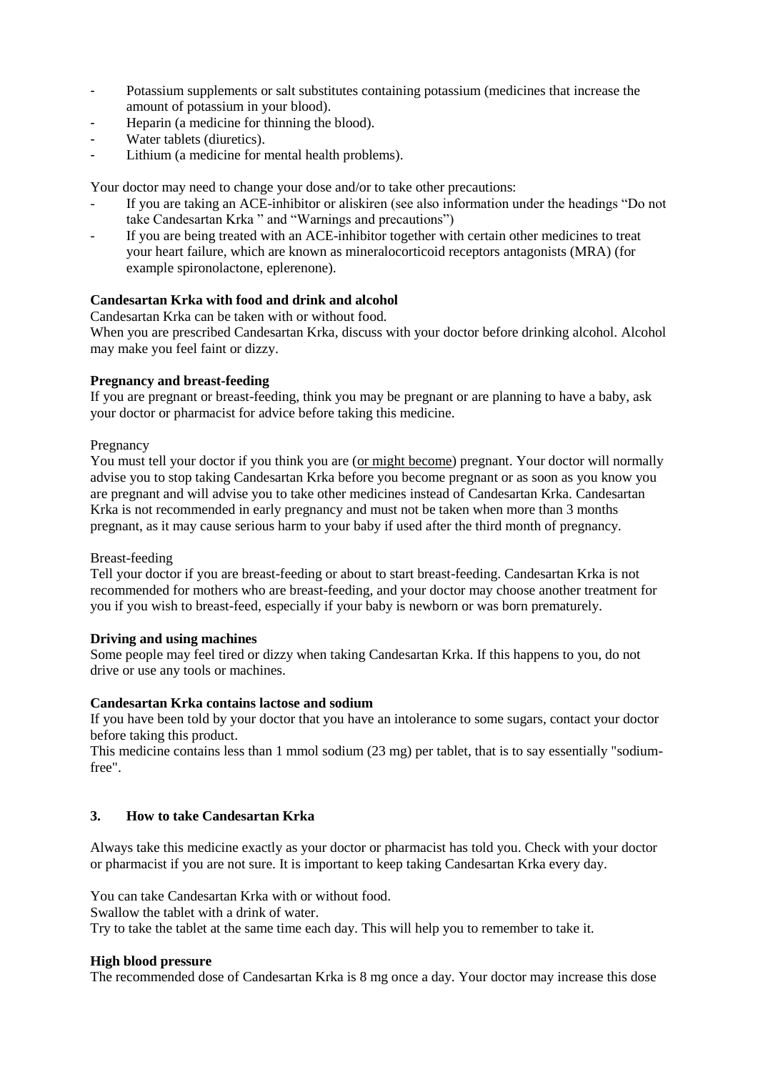- Potassium supplements or salt substitutes containing potassium (medicines that increase the amount of potassium in your blood).
- Heparin (a medicine for thinning the blood).
- Water tablets (diuretics).
- Lithium (a medicine for mental health problems).

Your doctor may need to change your dose and/or to take other precautions:

- If you are taking an ACE-inhibitor or aliskiren (see also information under the headings “Do not take Candesartan Krka ” and “Warnings and precautions”)
- If you are being treated with an ACE-inhibitor together with certain other medicines to treat your heart failure, which are known as mineralocorticoid receptors antagonists (MRA) (for example spironolactone, eplerenone).

**Candesartan Krka with food and drink and alcohol**

Candesartan Krka can be taken with or without food.

When you are prescribed Candesartan Krka, discuss with your doctor before drinking alcohol. Alcohol may make you feel faint or dizzy.

**Pregnancy and breast-feeding**

If you are pregnant or breast-feeding, think you may be pregnant or are planning to have a baby, ask your doctor or pharmacist for advice before taking this medicine.

Pregnancy

You must tell your doctor if you think you are (or might become) pregnant. Your doctor will normally advise you to stop taking Candesartan Krka before you become pregnant or as soon as you know you are pregnant and will advise you to take other medicines instead of Candesartan Krka. Candesartan Krka is not recommended in early pregnancy and must not be taken when more than 3 months pregnant, as it may cause serious harm to your baby if used after the third month of pregnancy.

Breast-feeding

Tell your doctor if you are breast-feeding or about to start breast-feeding. Candesartan Krka is not recommended for mothers who are breast-feeding, and your doctor may choose another treatment for you if you wish to breast-feed, especially if your baby is newborn or was born prematurely.

**Driving and using machines**

Some people may feel tired or dizzy when taking Candesartan Krka. If this happens to you, do not drive or use any tools or machines.

**Candesartan Krka contains lactose and sodium**

If you have been told by your doctor that you have an intolerance to some sugars, contact your doctor before taking this product.

This medicine contains less than 1 mmol sodium (23 mg) per tablet, that is to say essentially "sodium-free".

## 3. How to take Candesartan Krka

Always take this medicine exactly as your doctor or pharmacist has told you. Check with your doctor or pharmacist if you are not sure. It is important to keep taking Candesartan Krka every day.

You can take Candesartan Krka with or without food.
Swallow the tablet with a drink of water.
Try to take the tablet at the same time each day. This will help you to remember to take it.

**High blood pressure**

The recommended dose of Candesartan Krka is 8 mg once a day. Your doctor may increase this dose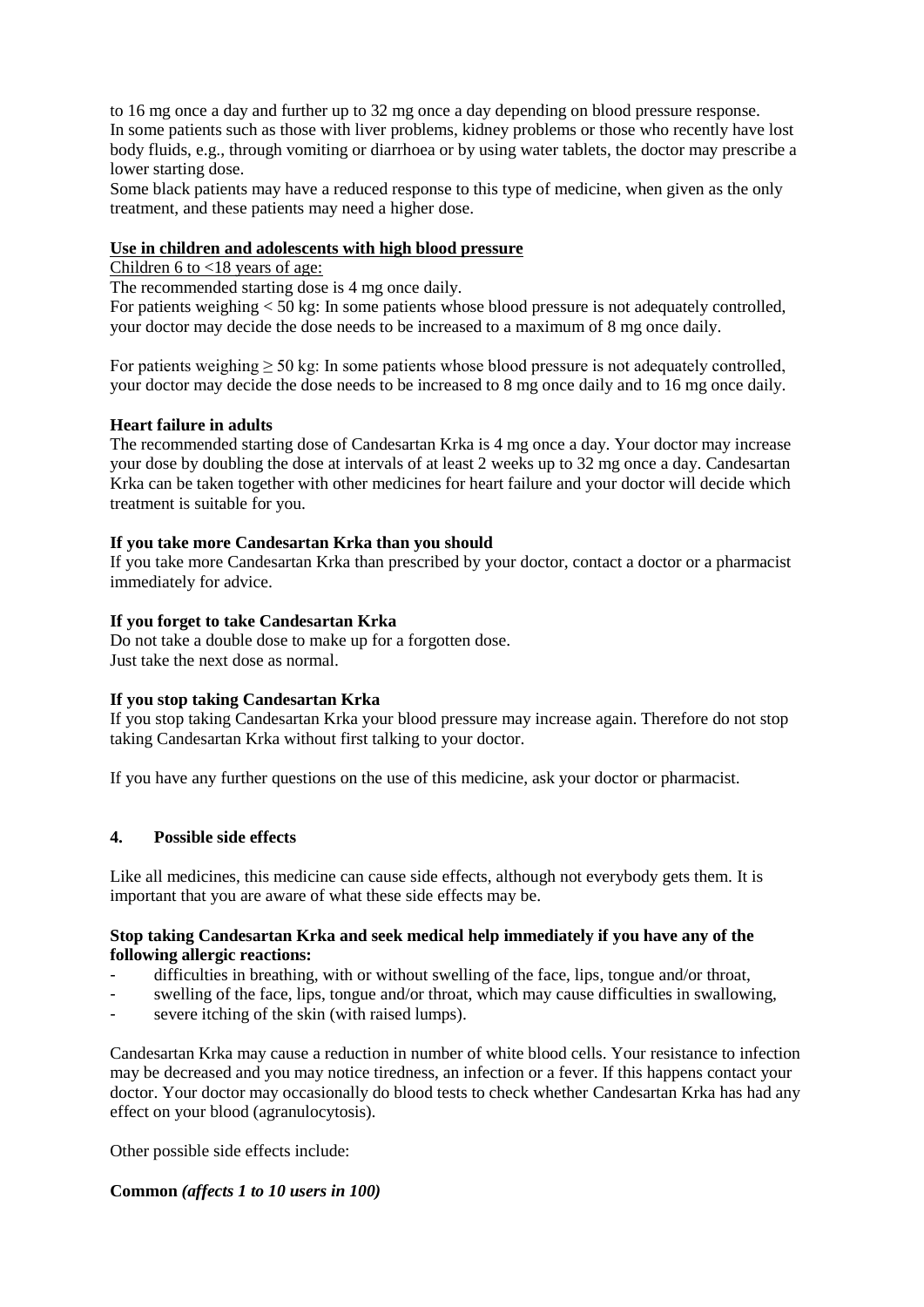to 16 mg once a day and further up to 32 mg once a day depending on blood pressure response. In some patients such as those with liver problems, kidney problems or those who recently have lost body fluids, e.g., through vomiting or diarrhoea or by using water tablets, the doctor may prescribe a lower starting dose.
Some black patients may have a reduced response to this type of medicine, when given as the only treatment, and these patients may need a higher dose.

**Use in children and adolescents with high blood pressure**

Children 6 to <18 years of age:

The recommended starting dose is 4 mg once daily.
For patients weighing < 50 kg: In some patients whose blood pressure is not adequately controlled, your doctor may decide the dose needs to be increased to a maximum of 8 mg once daily.

For patients weighing ≥ 50 kg: In some patients whose blood pressure is not adequately controlled, your doctor may decide the dose needs to be increased to 8 mg once daily and to 16 mg once daily.

**Heart failure in adults**

The recommended starting dose of Candesartan Krka is 4 mg once a day. Your doctor may increase your dose by doubling the dose at intervals of at least 2 weeks up to 32 mg once a day. Candesartan Krka can be taken together with other medicines for heart failure and your doctor will decide which treatment is suitable for you.

**If you take more Candesartan Krka than you should**

If you take more Candesartan Krka than prescribed by your doctor, contact a doctor or a pharmacist immediately for advice.

**If you forget to take Candesartan Krka**

Do not take a double dose to make up for a forgotten dose.
Just take the next dose as normal.

**If you stop taking Candesartan Krka**

If you stop taking Candesartan Krka your blood pressure may increase again. Therefore do not stop taking Candesartan Krka without first talking to your doctor.

If you have any further questions on the use of this medicine, ask your doctor or pharmacist.

## 4. Possible side effects

Like all medicines, this medicine can cause side effects, although not everybody gets them. It is important that you are aware of what these side effects may be.

**Stop taking Candesartan Krka and seek medical help immediately if you have any of the following allergic reactions:**

- difficulties in breathing, with or without swelling of the face, lips, tongue and/or throat,
- swelling of the face, lips, tongue and/or throat, which may cause difficulties in swallowing,
- severe itching of the skin (with raised lumps).

Candesartan Krka may cause a reduction in number of white blood cells. Your resistance to infection may be decreased and you may notice tiredness, an infection or a fever. If this happens contact your doctor. Your doctor may occasionally do blood tests to check whether Candesartan Krka has had any effect on your blood (agranulocytosis).

Other possible side effects include:

**Common *(affects 1 to 10 users in 100)***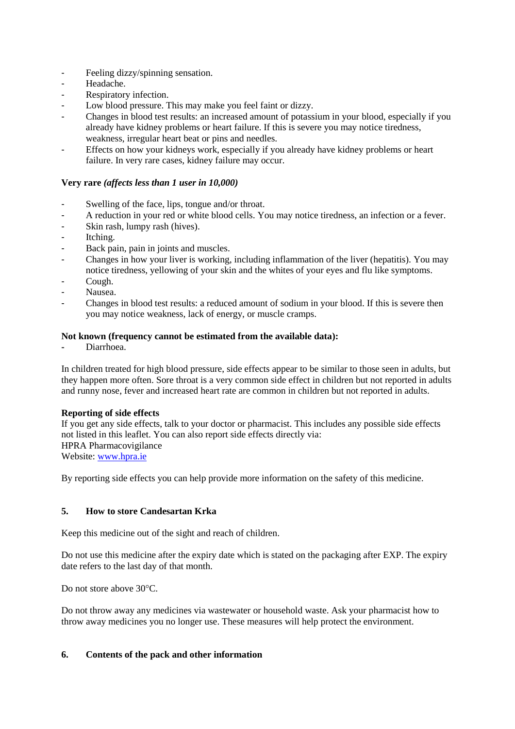- Feeling dizzy/spinning sensation.
- Headache.
- Respiratory infection.
- Low blood pressure. This may make you feel faint or dizzy.
- Changes in blood test results: an increased amount of potassium in your blood, especially if you already have kidney problems or heart failure. If this is severe you may notice tiredness, weakness, irregular heart beat or pins and needles.
- Effects on how your kidneys work, especially if you already have kidney problems or heart failure. In very rare cases, kidney failure may occur.

**Very rare** ***(affects less than 1 user in 10,000)***

- Swelling of the face, lips, tongue and/or throat.
- A reduction in your red or white blood cells. You may notice tiredness, an infection or a fever.
- Skin rash, lumpy rash (hives).
- Itching.
- Back pain, pain in joints and muscles.
- Changes in how your liver is working, including inflammation of the liver (hepatitis). You may notice tiredness, yellowing of your skin and the whites of your eyes and flu like symptoms.
- Cough.
- Nausea.
- Changes in blood test results: a reduced amount of sodium in your blood. If this is severe then you may notice weakness, lack of energy, or muscle cramps.

**Not known (frequency cannot be estimated from the available data):**

- Diarrhoea.

In children treated for high blood pressure, side effects appear to be similar to those seen in adults, but they happen more often. Sore throat is a very common side effect in children but not reported in adults and runny nose, fever and increased heart rate are common in children but not reported in adults.

**Reporting of side effects**

If you get any side effects, talk to your doctor or pharmacist. This includes any possible side effects not listed in this leaflet. You can also report side effects directly via:
HPRA Pharmacovigilance
Website: www.hpra.ie

By reporting side effects you can help provide more information on the safety of this medicine.

## 5. How to store Candesartan Krka

Keep this medicine out of the sight and reach of children.

Do not use this medicine after the expiry date which is stated on the packaging after EXP. The expiry date refers to the last day of that month.

Do not store above 30°C.

Do not throw away any medicines via wastewater or household waste. Ask your pharmacist how to throw away medicines you no longer use. These measures will help protect the environment.

## 6. Contents of the pack and other information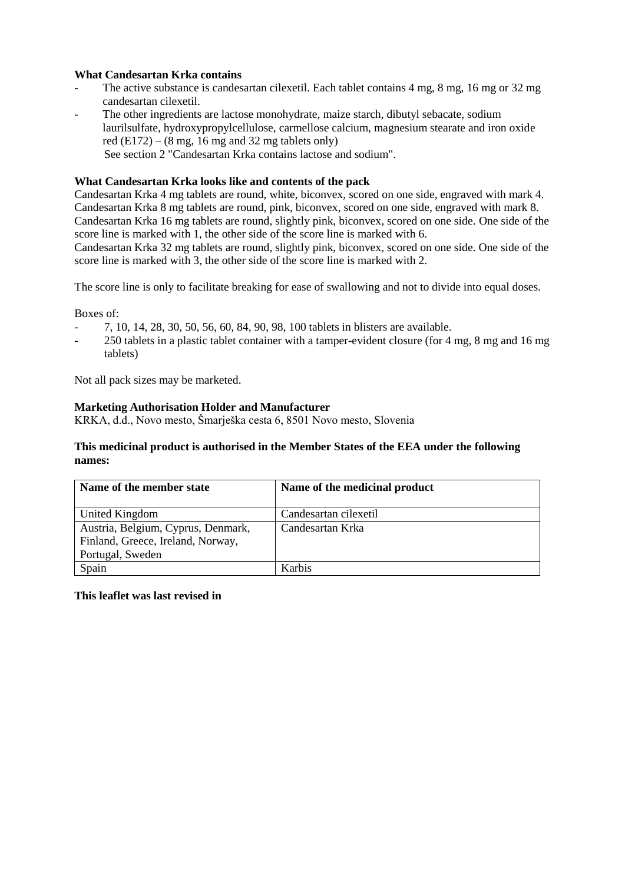**What Candesartan Krka contains**

- The active substance is candesartan cilexetil. Each tablet contains 4 mg, 8 mg, 16 mg or 32 mg candesartan cilexetil.
- The other ingredients are lactose monohydrate, maize starch, dibutyl sebacate, sodium laurilsulfate, hydroxypropylcellulose, carmellose calcium, magnesium stearate and iron oxide red (E172) – (8 mg, 16 mg and 32 mg tablets only)
  See section 2 "Candesartan Krka contains lactose and sodium".

**What Candesartan Krka looks like and contents of the pack**

Candesartan Krka 4 mg tablets are round, white, biconvex, scored on one side, engraved with mark 4.
Candesartan Krka 8 mg tablets are round, pink, biconvex, scored on one side, engraved with mark 8.
Candesartan Krka 16 mg tablets are round, slightly pink, biconvex, scored on one side. One side of the score line is marked with 1, the other side of the score line is marked with 6.
Candesartan Krka 32 mg tablets are round, slightly pink, biconvex, scored on one side. One side of the score line is marked with 3, the other side of the score line is marked with 2.

The score line is only to facilitate breaking for ease of swallowing and not to divide into equal doses.

Boxes of:

- 7, 10, 14, 28, 30, 50, 56, 60, 84, 90, 98, 100 tablets in blisters are available.
- 250 tablets in a plastic tablet container with a tamper-evident closure (for 4 mg, 8 mg and 16 mg tablets)

Not all pack sizes may be marketed.

**Marketing Authorisation Holder and Manufacturer**

KRKA, d.d., Novo mesto, Šmarješka cesta 6, 8501 Novo mesto, Slovenia

**This medicinal product is authorised in the Member States of the EEA under the following names:**

| Name of the member state | Name of the medicinal product |
|---|---|
| United Kingdom | Candesartan cilexetil |
| Austria, Belgium, Cyprus, Denmark, Finland, Greece, Ireland, Norway, Portugal, Sweden | Candesartan Krka |
| Spain | Karbis |

**This leaflet was last revised in**